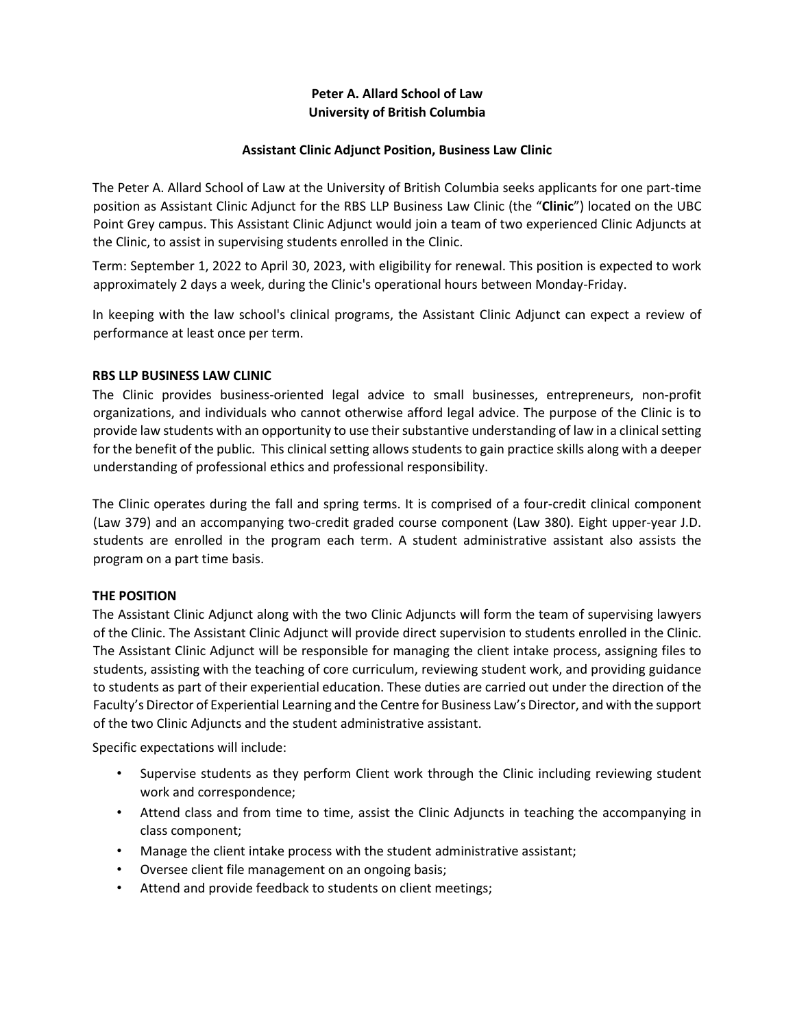**Peter A. Allard School of Law**
**University of British Columbia**

**Assistant Clinic Adjunct Position, Business Law Clinic**

The Peter A. Allard School of Law at the University of British Columbia seeks applicants for one part-time position as Assistant Clinic Adjunct for the RBS LLP Business Law Clinic (the "**Clinic**") located on the UBC Point Grey campus. This Assistant Clinic Adjunct would join a team of two experienced Clinic Adjuncts at the Clinic, to assist in supervising students enrolled in the Clinic.

Term: September 1, 2022 to April 30, 2023, with eligibility for renewal. This position is expected to work approximately 2 days a week, during the Clinic's operational hours between Monday-Friday.

In keeping with the law school's clinical programs, the Assistant Clinic Adjunct can expect a review of performance at least once per term.

## RBS LLP BUSINESS LAW CLINIC

The Clinic provides business-oriented legal advice to small businesses, entrepreneurs, non-profit organizations, and individuals who cannot otherwise afford legal advice. The purpose of the Clinic is to provide law students with an opportunity to use their substantive understanding of law in a clinical setting for the benefit of the public. This clinical setting allows students to gain practice skills along with a deeper understanding of professional ethics and professional responsibility.

The Clinic operates during the fall and spring terms. It is comprised of a four-credit clinical component (Law 379) and an accompanying two-credit graded course component (Law 380). Eight upper-year J.D. students are enrolled in the program each term. A student administrative assistant also assists the program on a part time basis.

## THE POSITION

The Assistant Clinic Adjunct along with the two Clinic Adjuncts will form the team of supervising lawyers of the Clinic. The Assistant Clinic Adjunct will provide direct supervision to students enrolled in the Clinic. The Assistant Clinic Adjunct will be responsible for managing the client intake process, assigning files to students, assisting with the teaching of core curriculum, reviewing student work, and providing guidance to students as part of their experiential education. These duties are carried out under the direction of the Faculty's Director of Experiential Learning and the Centre for Business Law's Director, and with the support of the two Clinic Adjuncts and the student administrative assistant.

Specific expectations will include:

- Supervise students as they perform Client work through the Clinic including reviewing student work and correspondence;
- Attend class and from time to time, assist the Clinic Adjuncts in teaching the accompanying in class component;
- Manage the client intake process with the student administrative assistant;
- Oversee client file management on an ongoing basis;
- Attend and provide feedback to students on client meetings;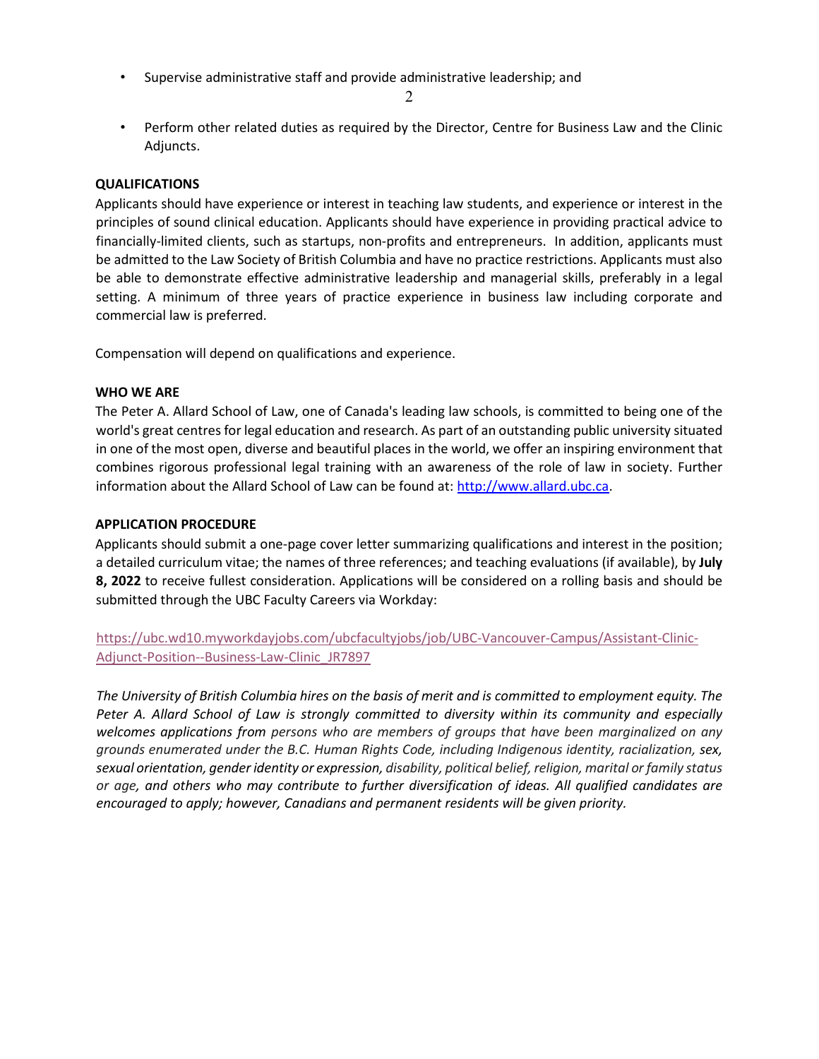- Supervise administrative staff and provide administrative leadership; and
- Perform other related duties as required by the Director, Centre for Business Law and the Clinic Adjuncts.

**QUALIFICATIONS**

Applicants should have experience or interest in teaching law students, and experience or interest in the principles of sound clinical education. Applicants should have experience in providing practical advice to financially-limited clients, such as startups, non-profits and entrepreneurs. In addition, applicants must be admitted to the Law Society of British Columbia and have no practice restrictions. Applicants must also be able to demonstrate effective administrative leadership and managerial skills, preferably in a legal setting. A minimum of three years of practice experience in business law including corporate and commercial law is preferred.

Compensation will depend on qualifications and experience.

**WHO WE ARE**

The Peter A. Allard School of Law, one of Canada's leading law schools, is committed to being one of the world's great centres for legal education and research. As part of an outstanding public university situated in one of the most open, diverse and beautiful places in the world, we offer an inspiring environment that combines rigorous professional legal training with an awareness of the role of law in society. Further information about the Allard School of Law can be found at: [http://www.allard.ubc.ca](http://www.allard.ubc.ca).

**APPLICATION PROCEDURE**

Applicants should submit a one-page cover letter summarizing qualifications and interest in the position; a detailed curriculum vitae; the names of three references; and teaching evaluations (if available), by **July 8, 2022** to receive fullest consideration. Applications will be considered on a rolling basis and should be submitted through the UBC Faculty Careers via Workday:

[https://ubc.wd10.myworkdayjobs.com/ubcfacultyjobs/job/UBC-Vancouver-Campus/Assistant-Clinic-Adjunct-Position--Business-Law-Clinic_JR7897](https://ubc.wd10.myworkdayjobs.com/ubcfacultyjobs/job/UBC-Vancouver-Campus/Assistant-Clinic-Adjunct-Position--Business-Law-Clinic_JR7897)

*The University of British Columbia hires on the basis of merit and is committed to employment equity. The Peter A. Allard School of Law is strongly committed to diversity within its community and especially welcomes applications from persons who are members of groups that have been marginalized on any grounds enumerated under the B.C. Human Rights Code, including Indigenous identity, racialization, sex, sexual orientation, gender identity or expression, disability, political belief, religion, marital or family status or age, and others who may contribute to further diversification of ideas. All qualified candidates are encouraged to apply; however, Canadians and permanent residents will be given priority.*